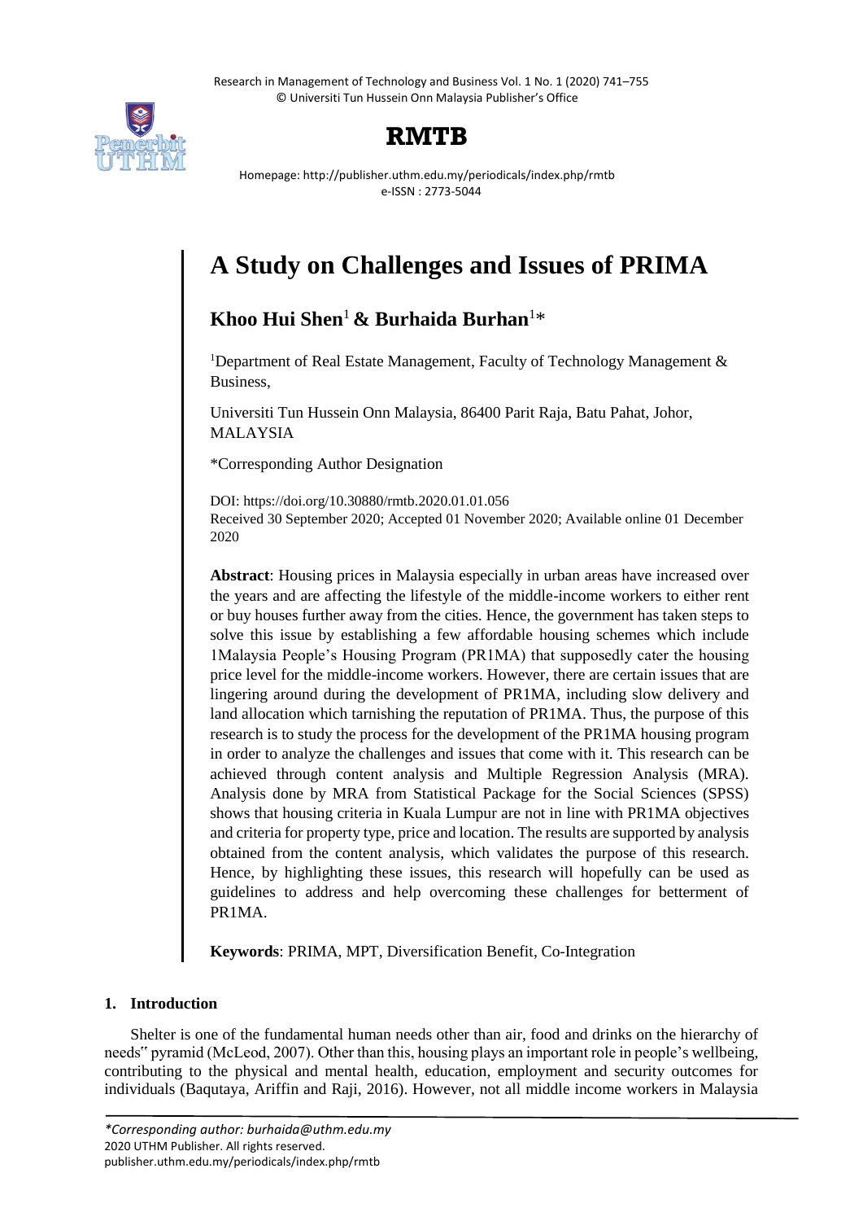# A Study on Challenges and Issues of PRIMA

**Khoo Hui Shen**[1] **& Burhaida Burhan**[1]*

[1]Department of Real Estate Management, Faculty of Technology Management & Business,

Universiti Tun Hussein Onn Malaysia, 86400 Parit Raja, Batu Pahat, Johor, MALAYSIA

*Corresponding Author Designation

DOI: https://doi.org/10.30880/rmtb.2020.01.01.056

Received 30 September 2020; Accepted 01 November 2020; Available online 01 December 2020

**Abstract**: Housing prices in Malaysia especially in urban areas have increased over the years and are affecting the lifestyle of the middle-income workers to either rent or buy houses further away from the cities. Hence, the government has taken steps to solve this issue by establishing a few affordable housing schemes which include 1Malaysia People's Housing Program (PR1MA) that supposedly cater the housing price level for the middle-income workers. However, there are certain issues that are lingering around during the development of PR1MA, including slow delivery and land allocation which tarnishing the reputation of PR1MA. Thus, the purpose of this research is to study the process for the development of the PR1MA housing program in order to analyze the challenges and issues that come with it. This research can be achieved through content analysis and Multiple Regression Analysis (MRA). Analysis done by MRA from Statistical Package for the Social Sciences (SPSS) shows that housing criteria in Kuala Lumpur are not in line with PR1MA objectives and criteria for property type, price and location. The results are supported by analysis obtained from the content analysis, which validates the purpose of this research. Hence, by highlighting these issues, this research will hopefully can be used as guidelines to address and help overcoming these challenges for betterment of PR1MA.

**Keywords**: PRIMA, MPT, Diversification Benefit, Co-Integration

## 1. Introduction

Shelter is one of the fundamental human needs other than air, food and drinks on the hierarchy of needs" pyramid (McLeod, 2007). Other than this, housing plays an important role in people's wellbeing, contributing to the physical and mental health, education, employment and security outcomes for individuals (Baqutaya, Ariffin and Raji, 2016). However, not all middle income workers in Malaysia

*\*Corresponding author: burhaida@uthm.edu.my*
2020 UTHM Publisher. All rights reserved.
publisher.uthm.edu.my/periodicals/index.php/rmtb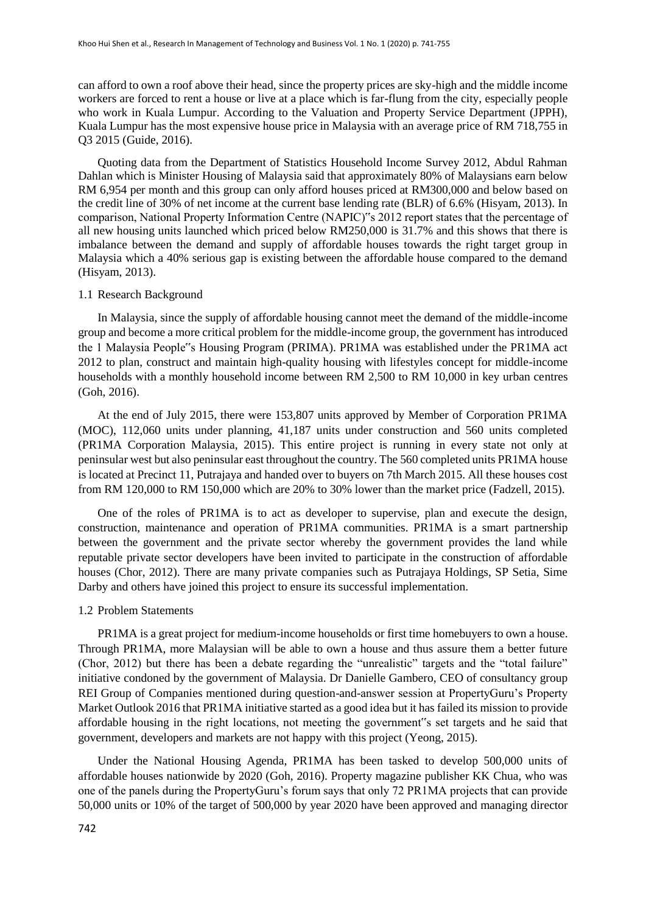can afford to own a roof above their head, since the property prices are sky-high and the middle income workers are forced to rent a house or live at a place which is far-flung from the city, especially people who work in Kuala Lumpur. According to the Valuation and Property Service Department (JPPH), Kuala Lumpur has the most expensive house price in Malaysia with an average price of RM 718,755 in Q3 2015 (Guide, 2016).

Quoting data from the Department of Statistics Household Income Survey 2012, Abdul Rahman Dahlan which is Minister Housing of Malaysia said that approximately 80% of Malaysians earn below RM 6,954 per month and this group can only afford houses priced at RM300,000 and below based on the credit line of 30% of net income at the current base lending rate (BLR) of 6.6% (Hisyam, 2013). In comparison, National Property Information Centre (NAPIC)"s 2012 report states that the percentage of all new housing units launched which priced below RM250,000 is 31.7% and this shows that there is imbalance between the demand and supply of affordable houses towards the right target group in Malaysia which a 40% serious gap is existing between the affordable house compared to the demand (Hisyam, 2013).

### 1.1 Research Background

In Malaysia, since the supply of affordable housing cannot meet the demand of the middle-income group and become a more critical problem for the middle-income group, the government has introduced the 1 Malaysia People"s Housing Program (PRIMA). PR1MA was established under the PR1MA act 2012 to plan, construct and maintain high-quality housing with lifestyles concept for middle-income households with a monthly household income between RM 2,500 to RM 10,000 in key urban centres (Goh, 2016).

At the end of July 2015, there were 153,807 units approved by Member of Corporation PR1MA (MOC), 112,060 units under planning, 41,187 units under construction and 560 units completed (PR1MA Corporation Malaysia, 2015). This entire project is running in every state not only at peninsular west but also peninsular east throughout the country. The 560 completed units PR1MA house is located at Precinct 11, Putrajaya and handed over to buyers on 7th March 2015. All these houses cost from RM 120,000 to RM 150,000 which are 20% to 30% lower than the market price (Fadzell, 2015).

One of the roles of PR1MA is to act as developer to supervise, plan and execute the design, construction, maintenance and operation of PR1MA communities. PR1MA is a smart partnership between the government and the private sector whereby the government provides the land while reputable private sector developers have been invited to participate in the construction of affordable houses (Chor, 2012). There are many private companies such as Putrajaya Holdings, SP Setia, Sime Darby and others have joined this project to ensure its successful implementation.

### 1.2 Problem Statements

PR1MA is a great project for medium-income households or first time homebuyers to own a house. Through PR1MA, more Malaysian will be able to own a house and thus assure them a better future (Chor, 2012) but there has been a debate regarding the "unrealistic" targets and the "total failure" initiative condoned by the government of Malaysia. Dr Danielle Gambero, CEO of consultancy group REI Group of Companies mentioned during question-and-answer session at PropertyGuru's Property Market Outlook 2016 that PR1MA initiative started as a good idea but it has failed its mission to provide affordable housing in the right locations, not meeting the government"s set targets and he said that government, developers and markets are not happy with this project (Yeong, 2015).

Under the National Housing Agenda, PR1MA has been tasked to develop 500,000 units of affordable houses nationwide by 2020 (Goh, 2016). Property magazine publisher KK Chua, who was one of the panels during the PropertyGuru's forum says that only 72 PR1MA projects that can provide 50,000 units or 10% of the target of 500,000 by year 2020 have been approved and managing director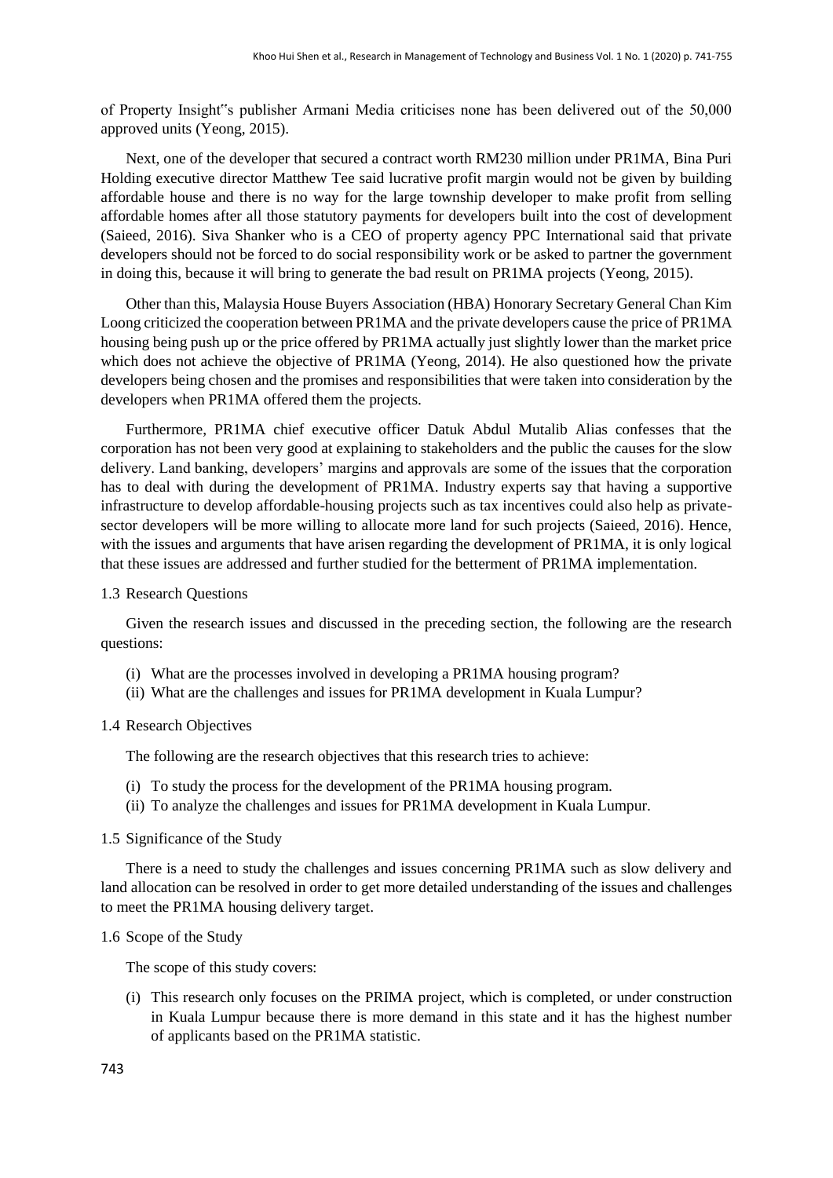of Property Insight"s publisher Armani Media criticises none has been delivered out of the 50,000 approved units (Yeong, 2015).

Next, one of the developer that secured a contract worth RM230 million under PR1MA, Bina Puri Holding executive director Matthew Tee said lucrative profit margin would not be given by building affordable house and there is no way for the large township developer to make profit from selling affordable homes after all those statutory payments for developers built into the cost of development (Saieed, 2016). Siva Shanker who is a CEO of property agency PPC International said that private developers should not be forced to do social responsibility work or be asked to partner the government in doing this, because it will bring to generate the bad result on PR1MA projects (Yeong, 2015).

Other than this, Malaysia House Buyers Association (HBA) Honorary Secretary General Chan Kim Loong criticized the cooperation between PR1MA and the private developers cause the price of PR1MA housing being push up or the price offered by PR1MA actually just slightly lower than the market price which does not achieve the objective of PR1MA (Yeong, 2014). He also questioned how the private developers being chosen and the promises and responsibilities that were taken into consideration by the developers when PR1MA offered them the projects.

Furthermore, PR1MA chief executive officer Datuk Abdul Mutalib Alias confesses that the corporation has not been very good at explaining to stakeholders and the public the causes for the slow delivery. Land banking, developers' margins and approvals are some of the issues that the corporation has to deal with during the development of PR1MA. Industry experts say that having a supportive infrastructure to develop affordable-housing projects such as tax incentives could also help as private-sector developers will be more willing to allocate more land for such projects (Saieed, 2016). Hence, with the issues and arguments that have arisen regarding the development of PR1MA, it is only logical that these issues are addressed and further studied for the betterment of PR1MA implementation.

### 1.3 Research Questions

Given the research issues and discussed in the preceding section, the following are the research questions:

(i) What are the processes involved in developing a PR1MA housing program?
(ii) What are the challenges and issues for PR1MA development in Kuala Lumpur?

### 1.4 Research Objectives

The following are the research objectives that this research tries to achieve:

(i) To study the process for the development of the PR1MA housing program.
(ii) To analyze the challenges and issues for PR1MA development in Kuala Lumpur.

### 1.5 Significance of the Study

There is a need to study the challenges and issues concerning PR1MA such as slow delivery and land allocation can be resolved in order to get more detailed understanding of the issues and challenges to meet the PR1MA housing delivery target.

### 1.6 Scope of the Study

The scope of this study covers:

(i) This research only focuses on the PRIMA project, which is completed, or under construction in Kuala Lumpur because there is more demand in this state and it has the highest number of applicants based on the PR1MA statistic.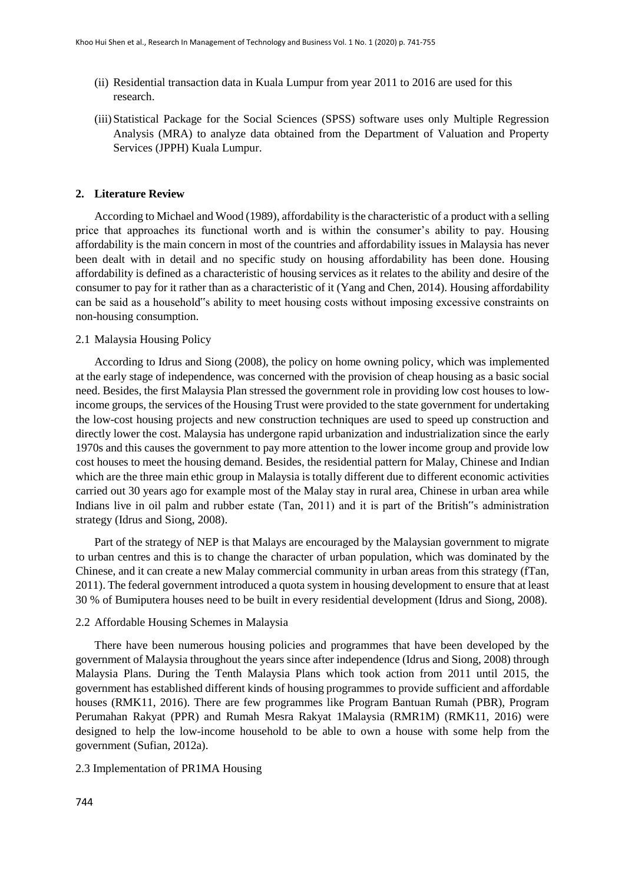(ii) Residential transaction data in Kuala Lumpur from year 2011 to 2016 are used for this research.

(iii) Statistical Package for the Social Sciences (SPSS) software uses only Multiple Regression Analysis (MRA) to analyze data obtained from the Department of Valuation and Property Services (JPPH) Kuala Lumpur.

## 2. Literature Review

According to Michael and Wood (1989), affordability is the characteristic of a product with a selling price that approaches its functional worth and is within the consumer's ability to pay. Housing affordability is the main concern in most of the countries and affordability issues in Malaysia has never been dealt with in detail and no specific study on housing affordability has been done. Housing affordability is defined as a characteristic of housing services as it relates to the ability and desire of the consumer to pay for it rather than as a characteristic of it (Yang and Chen, 2014). Housing affordability can be said as a household"s ability to meet housing costs without imposing excessive constraints on non-housing consumption.

### 2.1 Malaysia Housing Policy

According to Idrus and Siong (2008), the policy on home owning policy, which was implemented at the early stage of independence, was concerned with the provision of cheap housing as a basic social need. Besides, the first Malaysia Plan stressed the government role in providing low cost houses to low-income groups, the services of the Housing Trust were provided to the state government for undertaking the low-cost housing projects and new construction techniques are used to speed up construction and directly lower the cost. Malaysia has undergone rapid urbanization and industrialization since the early 1970s and this causes the government to pay more attention to the lower income group and provide low cost houses to meet the housing demand. Besides, the residential pattern for Malay, Chinese and Indian which are the three main ethic group in Malaysia is totally different due to different economic activities carried out 30 years ago for example most of the Malay stay in rural area, Chinese in urban area while Indians live in oil palm and rubber estate (Tan, 2011) and it is part of the British"s administration strategy (Idrus and Siong, 2008).

Part of the strategy of NEP is that Malays are encouraged by the Malaysian government to migrate to urban centres and this is to change the character of urban population, which was dominated by the Chinese, and it can create a new Malay commercial community in urban areas from this strategy (fTan, 2011). The federal government introduced a quota system in housing development to ensure that at least 30 % of Bumiputera houses need to be built in every residential development (Idrus and Siong, 2008).

### 2.2 Affordable Housing Schemes in Malaysia

There have been numerous housing policies and programmes that have been developed by the government of Malaysia throughout the years since after independence (Idrus and Siong, 2008) through Malaysia Plans. During the Tenth Malaysia Plans which took action from 2011 until 2015, the government has established different kinds of housing programmes to provide sufficient and affordable houses (RMK11, 2016). There are few programmes like Program Bantuan Rumah (PBR), Program Perumahan Rakyat (PPR) and Rumah Mesra Rakyat 1Malaysia (RMR1M) (RMK11, 2016) were designed to help the low-income household to be able to own a house with some help from the government (Sufian, 2012a).

### 2.3 Implementation of PR1MA Housing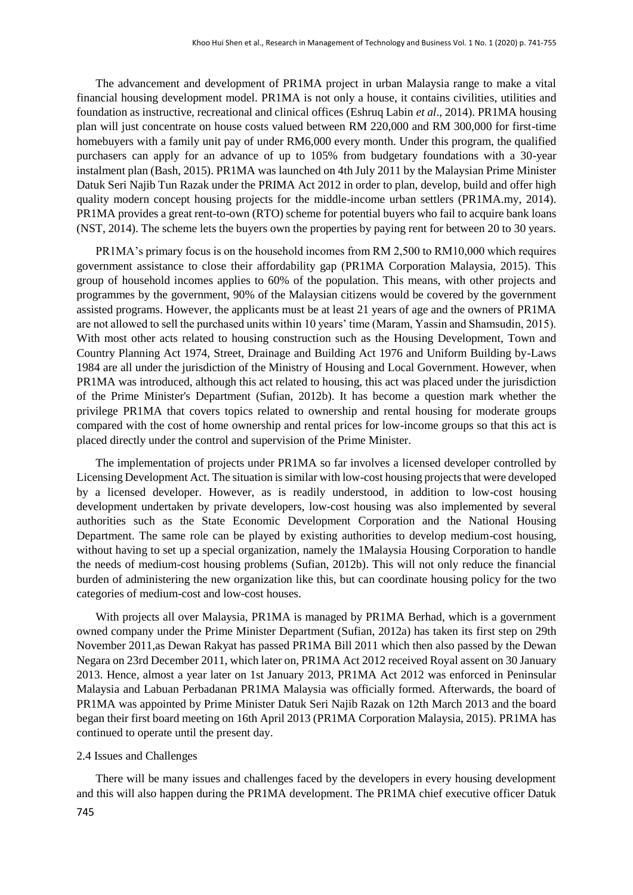The advancement and development of PR1MA project in urban Malaysia range to make a vital financial housing development model. PR1MA is not only a house, it contains civilities, utilities and foundation as instructive, recreational and clinical offices (Eshruq Labin *et al*., 2014). PR1MA housing plan will just concentrate on house costs valued between RM 220,000 and RM 300,000 for first-time homebuyers with a family unit pay of under RM6,000 every month. Under this program, the qualified purchasers can apply for an advance of up to 105% from budgetary foundations with a 30-year instalment plan (Bash, 2015). PR1MA was launched on 4th July 2011 by the Malaysian Prime Minister Datuk Seri Najib Tun Razak under the PRIMA Act 2012 in order to plan, develop, build and offer high quality modern concept housing projects for the middle-income urban settlers (PR1MA.my, 2014). PR1MA provides a great rent-to-own (RTO) scheme for potential buyers who fail to acquire bank loans (NST, 2014). The scheme lets the buyers own the properties by paying rent for between 20 to 30 years.

PR1MA's primary focus is on the household incomes from RM 2,500 to RM10,000 which requires government assistance to close their affordability gap (PR1MA Corporation Malaysia, 2015). This group of household incomes applies to 60% of the population. This means, with other projects and programmes by the government, 90% of the Malaysian citizens would be covered by the government assisted programs. However, the applicants must be at least 21 years of age and the owners of PR1MA are not allowed to sell the purchased units within 10 years' time (Maram, Yassin and Shamsudin, 2015). With most other acts related to housing construction such as the Housing Development, Town and Country Planning Act 1974, Street, Drainage and Building Act 1976 and Uniform Building by-Laws 1984 are all under the jurisdiction of the Ministry of Housing and Local Government. However, when PR1MA was introduced, although this act related to housing, this act was placed under the jurisdiction of the Prime Minister's Department (Sufian, 2012b). It has become a question mark whether the privilege PR1MA that covers topics related to ownership and rental housing for moderate groups compared with the cost of home ownership and rental prices for low-income groups so that this act is placed directly under the control and supervision of the Prime Minister.

The implementation of projects under PR1MA so far involves a licensed developer controlled by Licensing Development Act. The situation is similar with low-cost housing projects that were developed by a licensed developer. However, as is readily understood, in addition to low-cost housing development undertaken by private developers, low-cost housing was also implemented by several authorities such as the State Economic Development Corporation and the National Housing Department. The same role can be played by existing authorities to develop medium-cost housing, without having to set up a special organization, namely the 1Malaysia Housing Corporation to handle the needs of medium-cost housing problems (Sufian, 2012b). This will not only reduce the financial burden of administering the new organization like this, but can coordinate housing policy for the two categories of medium-cost and low-cost houses.

With projects all over Malaysia, PR1MA is managed by PR1MA Berhad, which is a government owned company under the Prime Minister Department (Sufian, 2012a) has taken its first step on 29th November 2011,as Dewan Rakyat has passed PR1MA Bill 2011 which then also passed by the Dewan Negara on 23rd December 2011, which later on, PR1MA Act 2012 received Royal assent on 30 January 2013. Hence, almost a year later on 1st January 2013, PR1MA Act 2012 was enforced in Peninsular Malaysia and Labuan Perbadanan PR1MA Malaysia was officially formed. Afterwards, the board of PR1MA was appointed by Prime Minister Datuk Seri Najib Razak on 12th March 2013 and the board began their first board meeting on 16th April 2013 (PR1MA Corporation Malaysia, 2015). PR1MA has continued to operate until the present day.

### 2.4 Issues and Challenges

There will be many issues and challenges faced by the developers in every housing development and this will also happen during the PR1MA development. The PR1MA chief executive officer Datuk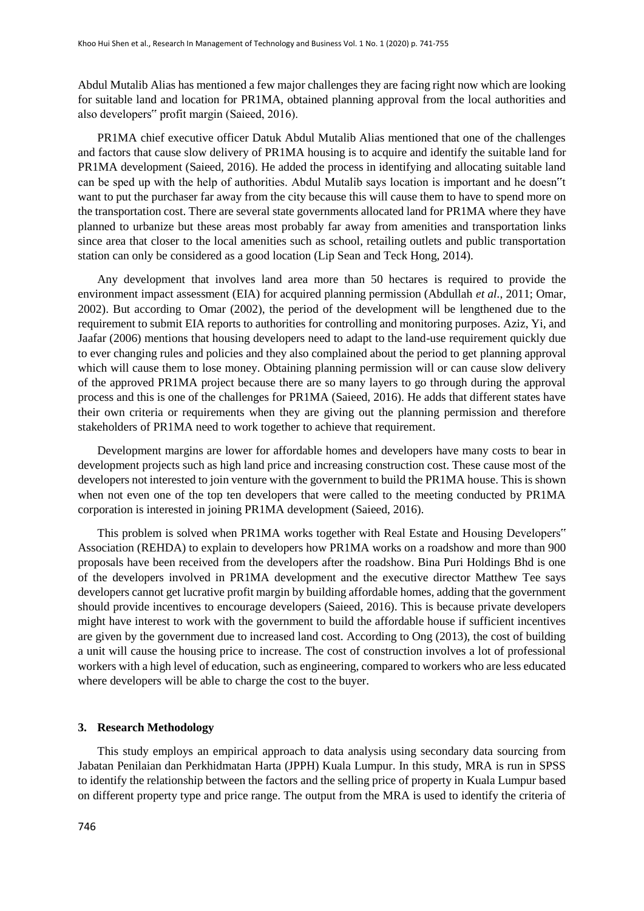Abdul Mutalib Alias has mentioned a few major challenges they are facing right now which are looking for suitable land and location for PR1MA, obtained planning approval from the local authorities and also developers‟ profit margin (Saieed, 2016).

PR1MA chief executive officer Datuk Abdul Mutalib Alias mentioned that one of the challenges and factors that cause slow delivery of PR1MA housing is to acquire and identify the suitable land for PR1MA development (Saieed, 2016). He added the process in identifying and allocating suitable land can be sped up with the help of authorities. Abdul Mutalib says location is important and he doesn‟t want to put the purchaser far away from the city because this will cause them to have to spend more on the transportation cost. There are several state governments allocated land for PR1MA where they have planned to urbanize but these areas most probably far away from amenities and transportation links since area that closer to the local amenities such as school, retailing outlets and public transportation station can only be considered as a good location (Lip Sean and Teck Hong, 2014).

Any development that involves land area more than 50 hectares is required to provide the environment impact assessment (EIA) for acquired planning permission (Abdullah *et al.*, 2011; Omar, 2002). But according to Omar (2002), the period of the development will be lengthened due to the requirement to submit EIA reports to authorities for controlling and monitoring purposes. Aziz, Yi, and Jaafar (2006) mentions that housing developers need to adapt to the land-use requirement quickly due to ever changing rules and policies and they also complained about the period to get planning approval which will cause them to lose money. Obtaining planning permission will or can cause slow delivery of the approved PR1MA project because there are so many layers to go through during the approval process and this is one of the challenges for PR1MA (Saieed, 2016). He adds that different states have their own criteria or requirements when they are giving out the planning permission and therefore stakeholders of PR1MA need to work together to achieve that requirement.

Development margins are lower for affordable homes and developers have many costs to bear in development projects such as high land price and increasing construction cost. These cause most of the developers not interested to join venture with the government to build the PR1MA house. This is shown when not even one of the top ten developers that were called to the meeting conducted by PR1MA corporation is interested in joining PR1MA development (Saieed, 2016).

This problem is solved when PR1MA works together with Real Estate and Housing Developers‟ Association (REHDA) to explain to developers how PR1MA works on a roadshow and more than 900 proposals have been received from the developers after the roadshow. Bina Puri Holdings Bhd is one of the developers involved in PR1MA development and the executive director Matthew Tee says developers cannot get lucrative profit margin by building affordable homes, adding that the government should provide incentives to encourage developers (Saieed, 2016). This is because private developers might have interest to work with the government to build the affordable house if sufficient incentives are given by the government due to increased land cost. According to Ong (2013), the cost of building a unit will cause the housing price to increase. The cost of construction involves a lot of professional workers with a high level of education, such as engineering, compared to workers who are less educated where developers will be able to charge the cost to the buyer.

## 3. Research Methodology

This study employs an empirical approach to data analysis using secondary data sourcing from Jabatan Penilaian dan Perkhidmatan Harta (JPPH) Kuala Lumpur. In this study, MRA is run in SPSS to identify the relationship between the factors and the selling price of property in Kuala Lumpur based on different property type and price range. The output from the MRA is used to identify the criteria of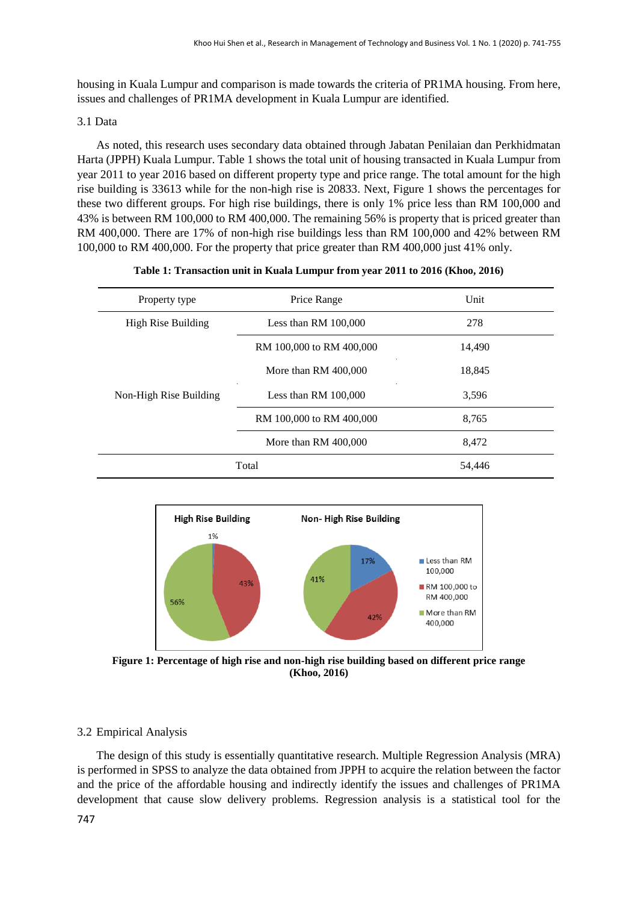housing in Kuala Lumpur and comparison is made towards the criteria of PR1MA housing. From here, issues and challenges of PR1MA development in Kuala Lumpur are identified.

### 3.1 Data

As noted, this research uses secondary data obtained through Jabatan Penilaian dan Perkhidmatan Harta (JPPH) Kuala Lumpur. Table 1 shows the total unit of housing transacted in Kuala Lumpur from year 2011 to year 2016 based on different property type and price range. The total amount for the high rise building is 33613 while for the non-high rise is 20833. Next, Figure 1 shows the percentages for these two different groups. For high rise buildings, there is only 1% price less than RM 100,000 and 43% is between RM 100,000 to RM 400,000. The remaining 56% is property that is priced greater than RM 400,000. There are 17% of non-high rise buildings less than RM 100,000 and 42% between RM 100,000 to RM 400,000. For the property that price greater than RM 400,000 just 41% only.

**Table 1: Transaction unit in Kuala Lumpur from year 2011 to 2016 (Khoo, 2016)**

| Property type | Price Range | Unit |
|---|---|---|
| High Rise Building | Less than RM 100,000 | 278 |
| | RM 100,000 to RM 400,000 | 14,490 |
| | More than RM 400,000 | 18,845 |
| Non-High Rise Building | Less than RM 100,000 | 3,596 |
| | RM 100,000 to RM 400,000 | 8,765 |
| | More than RM 400,000 | 8,472 |
| Total | | 54,446 |

**Figure 1: Percentage of high rise and non-high rise building based on different price range (Khoo, 2016)**

### 3.2 Empirical Analysis

The design of this study is essentially quantitative research. Multiple Regression Analysis (MRA) is performed in SPSS to analyze the data obtained from JPPH to acquire the relation between the factor and the price of the affordable housing and indirectly identify the issues and challenges of PR1MA development that cause slow delivery problems. Regression analysis is a statistical tool for the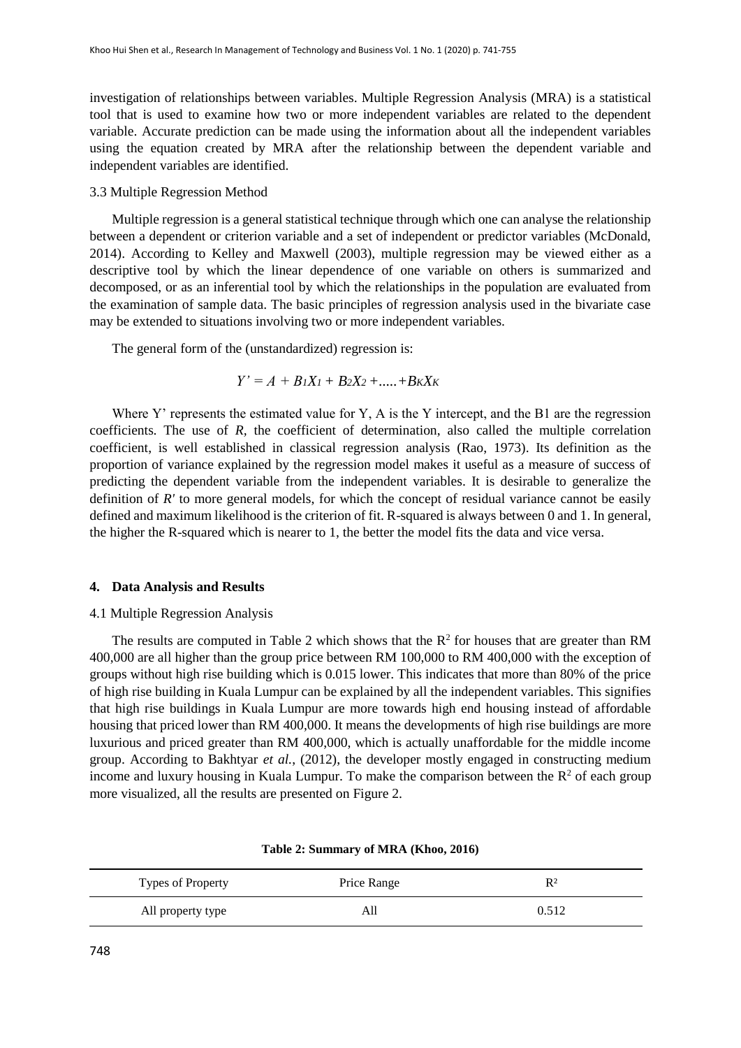investigation of relationships between variables. Multiple Regression Analysis (MRA) is a statistical tool that is used to examine how two or more independent variables are related to the dependent variable. Accurate prediction can be made using the information about all the independent variables using the equation created by MRA after the relationship between the dependent variable and independent variables are identified.

### 3.3 Multiple Regression Method

Multiple regression is a general statistical technique through which one can analyse the relationship between a dependent or criterion variable and a set of independent or predictor variables (McDonald, 2014). According to Kelley and Maxwell (2003), multiple regression may be viewed either as a descriptive tool by which the linear dependence of one variable on others is summarized and decomposed, or as an inferential tool by which the relationships in the population are evaluated from the examination of sample data. The basic principles of regression analysis used in the bivariate case may be extended to situations involving two or more independent variables.

The general form of the (unstandardized) regression is:

$$Y' = A + B_1X_1 + B_2X_2 + ..... + B_KX_K$$

Where Y' represents the estimated value for Y, A is the Y intercept, and the B1 are the regression coefficients. The use of *R*, the coefficient of determination, also called the multiple correlation coefficient, is well established in classical regression analysis (Rao, 1973). Its definition as the proportion of variance explained by the regression model makes it useful as a measure of success of predicting the dependent variable from the independent variables. It is desirable to generalize the definition of *R′* to more general models, for which the concept of residual variance cannot be easily defined and maximum likelihood is the criterion of fit. R-squared is always between 0 and 1. In general, the higher the R-squared which is nearer to 1, the better the model fits the data and vice versa.

## 4. Data Analysis and Results

### 4.1 Multiple Regression Analysis

The results are computed in Table 2 which shows that the $R^2$ for houses that are greater than RM 400,000 are all higher than the group price between RM 100,000 to RM 400,000 with the exception of groups without high rise building which is 0.015 lower. This indicates that more than 80% of the price of high rise building in Kuala Lumpur can be explained by all the independent variables. This signifies that high rise buildings in Kuala Lumpur are more towards high end housing instead of affordable housing that priced lower than RM 400,000. It means the developments of high rise buildings are more luxurious and priced greater than RM 400,000, which is actually unaffordable for the middle income group. According to Bakhtyar *et al.,* (2012), the developer mostly engaged in constructing medium income and luxury housing in Kuala Lumpur. To make the comparison between the $R^2$ of each group more visualized, all the results are presented on Figure 2.

**Table 2: Summary of MRA (Khoo, 2016)**

| Types of Property | Price Range | $R^2$ |
|---|---|---|
| All property type | All | 0.512 |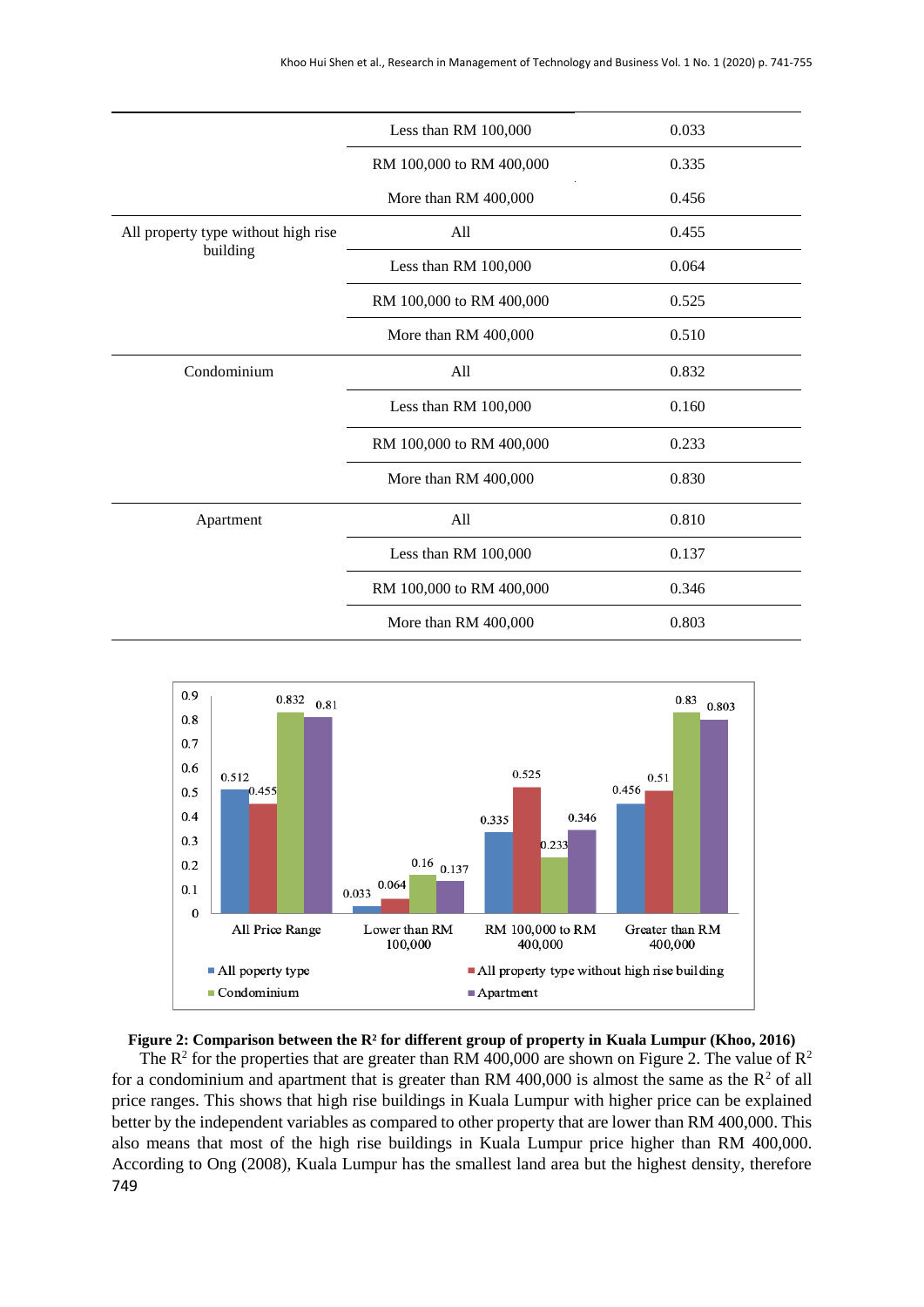| | Less than RM 100,000 | 0.033 |
|---|---|---|
| | RM 100,000 to RM 400,000 | 0.335 |
| | More than RM 400,000 | 0.456 |
| All property type without high rise building | All | 0.455 |
| | Less than RM 100,000 | 0.064 |
| | RM 100,000 to RM 400,000 | 0.525 |
| | More than RM 400,000 | 0.510 |
| Condominium | All | 0.832 |
| | Less than RM 100,000 | 0.160 |
| | RM 100,000 to RM 400,000 | 0.233 |
| | More than RM 400,000 | 0.830 |
| Apartment | All | 0.810 |
| | Less than RM 100,000 | 0.137 |
| | RM 100,000 to RM 400,000 | 0.346 |
| | More than RM 400,000 | 0.803 |

**Figure 2: Comparison between the $R^2$ for different group of property in Kuala Lumpur (Khoo, 2016)**

The $R^2$ for the properties that are greater than RM 400,000 are shown on Figure 2. The value of $R^2$ for a condominium and apartment that is greater than RM 400,000 is almost the same as the $R^2$ of all price ranges. This shows that high rise buildings in Kuala Lumpur with higher price can be explained better by the independent variables as compared to other property that are lower than RM 400,000. This also means that most of the high rise buildings in Kuala Lumpur price higher than RM 400,000. According to Ong (2008), Kuala Lumpur has the smallest land area but the highest density, therefore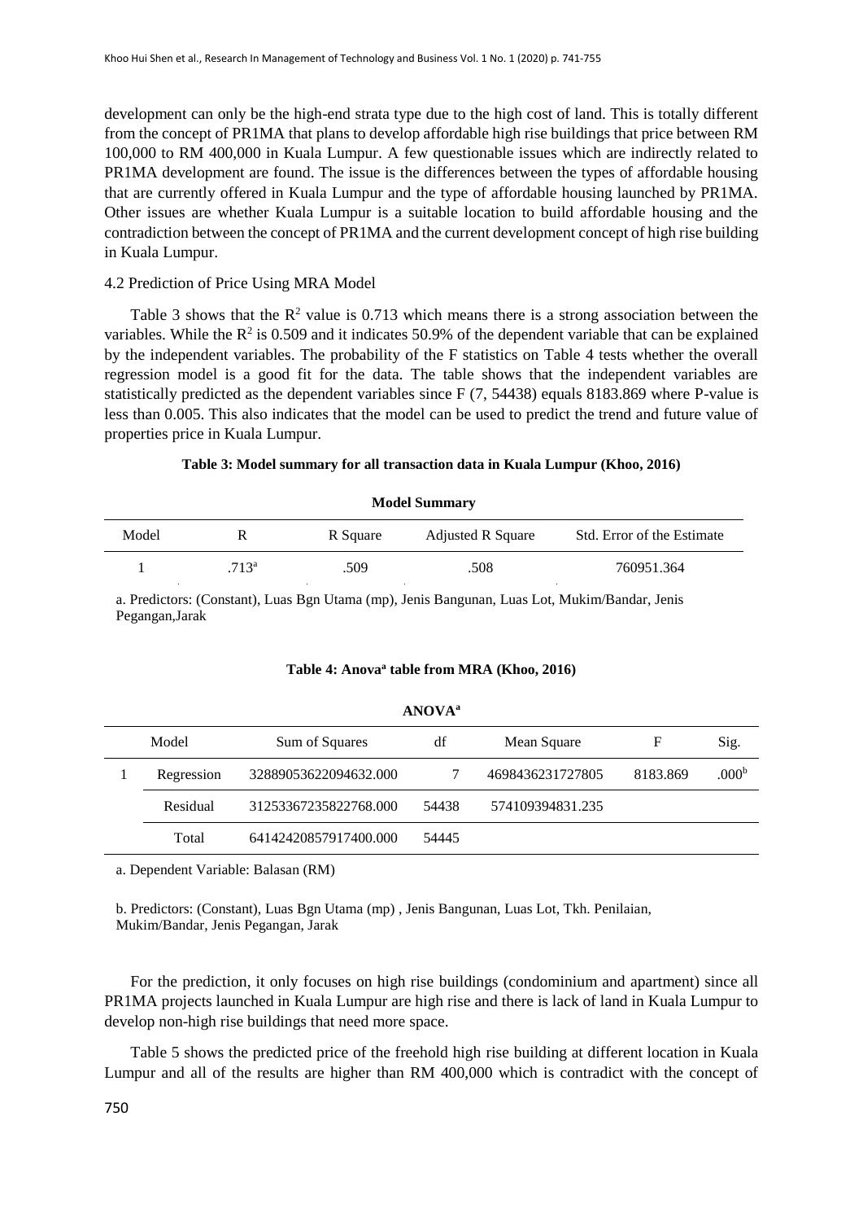development can only be the high-end strata type due to the high cost of land. This is totally different from the concept of PR1MA that plans to develop affordable high rise buildings that price between RM 100,000 to RM 400,000 in Kuala Lumpur. A few questionable issues which are indirectly related to PR1MA development are found. The issue is the differences between the types of affordable housing that are currently offered in Kuala Lumpur and the type of affordable housing launched by PR1MA. Other issues are whether Kuala Lumpur is a suitable location to build affordable housing and the contradiction between the concept of PR1MA and the current development concept of high rise building in Kuala Lumpur.

### 4.2 Prediction of Price Using MRA Model

Table 3 shows that the $R^2$ value is 0.713 which means there is a strong association between the variables. While the $R^2$ is 0.509 and it indicates 50.9% of the dependent variable that can be explained by the independent variables. The probability of the F statistics on Table 4 tests whether the overall regression model is a good fit for the data. The table shows that the independent variables are statistically predicted as the dependent variables since F (7, 54438) equals 8183.869 where P-value is less than 0.005. This also indicates that the model can be used to predict the trend and future value of properties price in Kuala Lumpur.

**Table 3: Model summary for all transaction data in Kuala Lumpur (Khoo, 2016)**

**Model Summary**

| Model | R | R Square | Adjusted R Square | Std. Error of the Estimate |
|---|---|---|---|---|
| 1 | .713[a] | .509 | .508 | 760951.364 |

a. Predictors: (Constant), Luas Bgn Utama (mp), Jenis Bangunan, Luas Lot, Mukim/Bandar, Jenis Pegangan,Jarak

**Table 4: Anova[a] table from MRA (Khoo, 2016)**

**ANOVA[a]**

| Model | | Sum of Squares | df | Mean Square | F | Sig. |
|---|---|---|---|---|---|---|
| 1 | Regression | 328890536220946​32.000 | 7 | 4698436231727805 | 8183.869 | .000[b] |
| | Residual | 31253367235822768.000 | 54438 | 574109394831.235 | | |
| | Total | 64142420857917400.000 | 54445 | | | |

a. Dependent Variable: Balasan (RM)

b. Predictors: (Constant), Luas Bgn Utama (mp) , Jenis Bangunan, Luas Lot, Tkh. Penilaian, Mukim/Bandar, Jenis Pegangan, Jarak

For the prediction, it only focuses on high rise buildings (condominium and apartment) since all PR1MA projects launched in Kuala Lumpur are high rise and there is lack of land in Kuala Lumpur to develop non-high rise buildings that need more space.

Table 5 shows the predicted price of the freehold high rise building at different location in Kuala Lumpur and all of the results are higher than RM 400,000 which is contradict with the concept of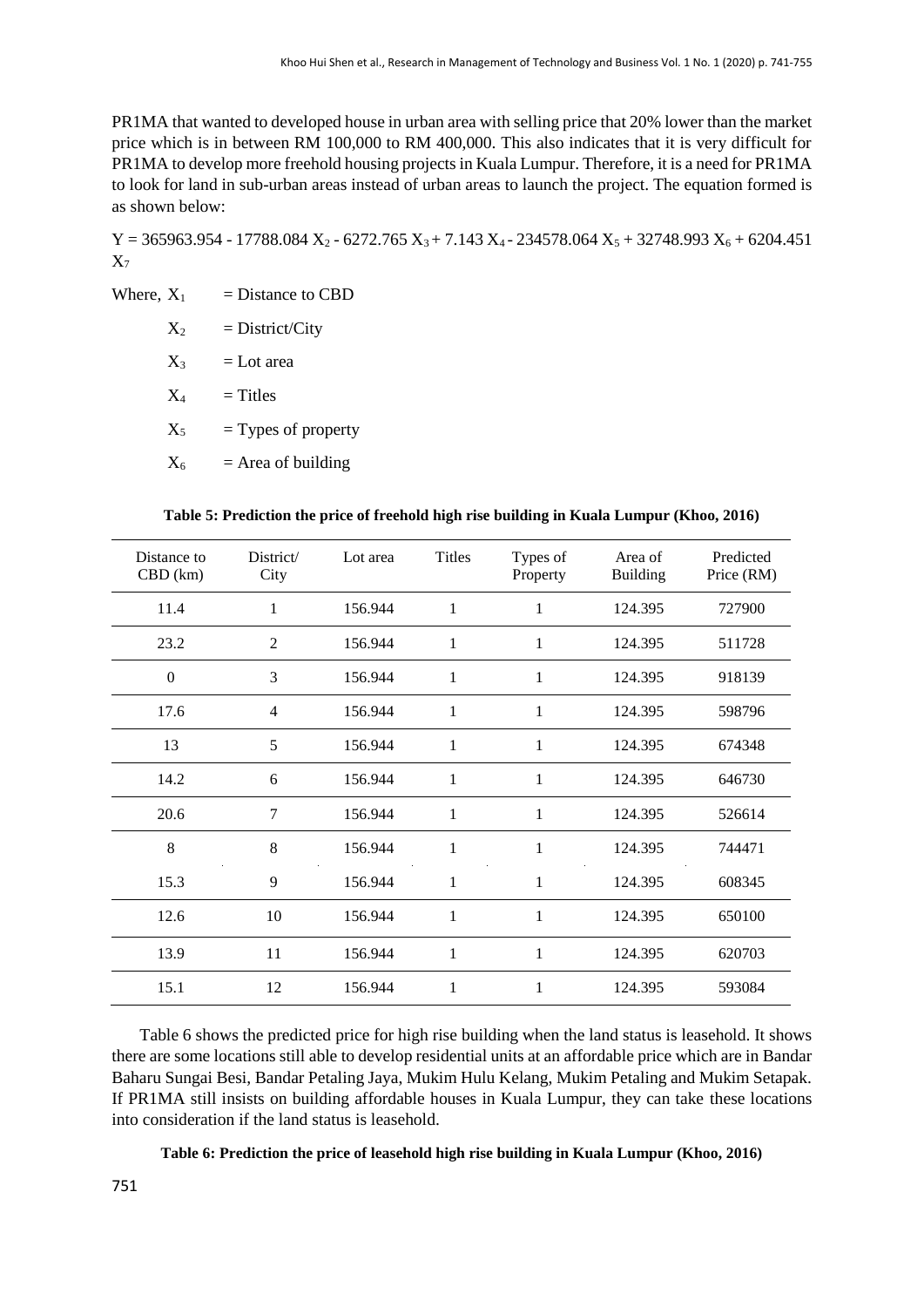PR1MA that wanted to developed house in urban area with selling price that 20% lower than the market price which is in between RM 100,000 to RM 400,000. This also indicates that it is very difficult for PR1MA to develop more freehold housing projects in Kuala Lumpur. Therefore, it is a need for PR1MA to look for land in sub-urban areas instead of urban areas to launch the project. The equation formed is as shown below:

$$Y = 365963.954 - 17788.084 X_2 - 6272.765 X_3 + 7.143 X_4 - 234578.064 X_5 + 32748.993 X_6 + 6204.451 X_7$$

Where, $X_1$ = Distance to CBD

$X_2$ = District/City

$X_3$ = Lot area

$X_4$ = Titles

$X_5$ = Types of property

$X_6$ = Area of building

**Table 5: Prediction the price of freehold high rise building in Kuala Lumpur (Khoo, 2016)**

| Distance to CBD (km) | District/ City | Lot area | Titles | Types of Property | Area of Building | Predicted Price (RM) |
|---|---|---|---|---|---|---|
| 11.4 | 1 | 156.944 | 1 | 1 | 124.395 | 727900 |
| 23.2 | 2 | 156.944 | 1 | 1 | 124.395 | 511728 |
| 0 | 3 | 156.944 | 1 | 1 | 124.395 | 918139 |
| 17.6 | 4 | 156.944 | 1 | 1 | 124.395 | 598796 |
| 13 | 5 | 156.944 | 1 | 1 | 124.395 | 674348 |
| 14.2 | 6 | 156.944 | 1 | 1 | 124.395 | 646730 |
| 20.6 | 7 | 156.944 | 1 | 1 | 124.395 | 526614 |
| 8 | 8 | 156.944 | 1 | 1 | 124.395 | 744471 |
| 15.3 | 9 | 156.944 | 1 | 1 | 124.395 | 608345 |
| 12.6 | 10 | 156.944 | 1 | 1 | 124.395 | 650100 |
| 13.9 | 11 | 156.944 | 1 | 1 | 124.395 | 620703 |
| 15.1 | 12 | 156.944 | 1 | 1 | 124.395 | 593084 |

Table 6 shows the predicted price for high rise building when the land status is leasehold. It shows there are some locations still able to develop residential units at an affordable price which are in Bandar Baharu Sungai Besi, Bandar Petaling Jaya, Mukim Hulu Kelang, Mukim Petaling and Mukim Setapak. If PR1MA still insists on building affordable houses in Kuala Lumpur, they can take these locations into consideration if the land status is leasehold.

**Table 6: Prediction the price of leasehold high rise building in Kuala Lumpur (Khoo, 2016)**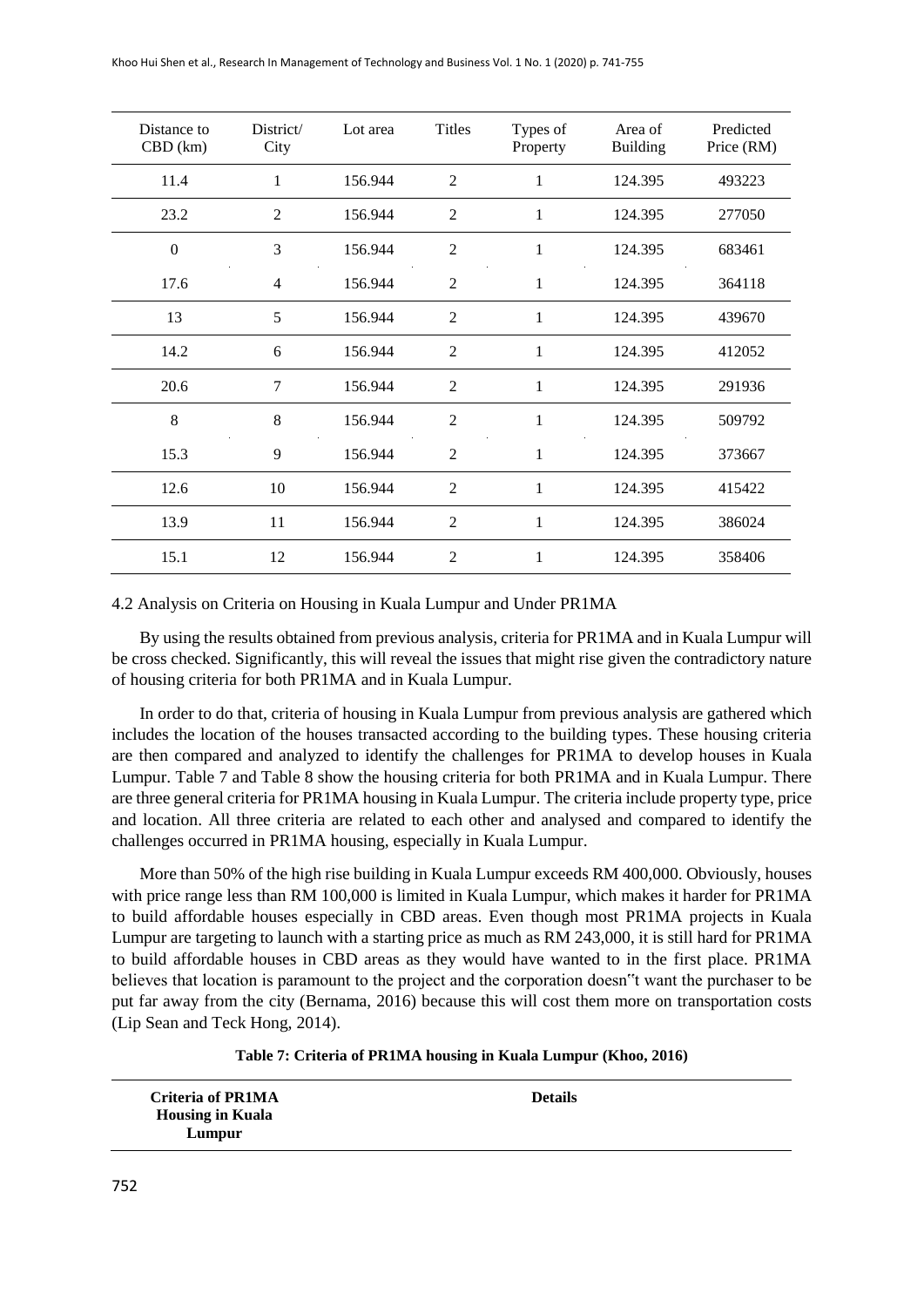| Distance to CBD (km) | District/ City | Lot area | Titles | Types of Property | Area of Building | Predicted Price (RM) |
|---|---|---|---|---|---|---|
| 11.4 | 1 | 156.944 | 2 | 1 | 124.395 | 493223 |
| 23.2 | 2 | 156.944 | 2 | 1 | 124.395 | 277050 |
| 0 | 3 | 156.944 | 2 | 1 | 124.395 | 683461 |
| 17.6 | 4 | 156.944 | 2 | 1 | 124.395 | 364118 |
| 13 | 5 | 156.944 | 2 | 1 | 124.395 | 439670 |
| 14.2 | 6 | 156.944 | 2 | 1 | 124.395 | 412052 |
| 20.6 | 7 | 156.944 | 2 | 1 | 124.395 | 291936 |
| 8 | 8 | 156.944 | 2 | 1 | 124.395 | 509792 |
| 15.3 | 9 | 156.944 | 2 | 1 | 124.395 | 373667 |
| 12.6 | 10 | 156.944 | 2 | 1 | 124.395 | 415422 |
| 13.9 | 11 | 156.944 | 2 | 1 | 124.395 | 386024 |
| 15.1 | 12 | 156.944 | 2 | 1 | 124.395 | 358406 |

### 4.2 Analysis on Criteria on Housing in Kuala Lumpur and Under PR1MA

By using the results obtained from previous analysis, criteria for PR1MA and in Kuala Lumpur will be cross checked. Significantly, this will reveal the issues that might rise given the contradictory nature of housing criteria for both PR1MA and in Kuala Lumpur.

In order to do that, criteria of housing in Kuala Lumpur from previous analysis are gathered which includes the location of the houses transacted according to the building types. These housing criteria are then compared and analyzed to identify the challenges for PR1MA to develop houses in Kuala Lumpur. Table 7 and Table 8 show the housing criteria for both PR1MA and in Kuala Lumpur. There are three general criteria for PR1MA housing in Kuala Lumpur. The criteria include property type, price and location. All three criteria are related to each other and analysed and compared to identify the challenges occurred in PR1MA housing, especially in Kuala Lumpur.

More than 50% of the high rise building in Kuala Lumpur exceeds RM 400,000. Obviously, houses with price range less than RM 100,000 is limited in Kuala Lumpur, which makes it harder for PR1MA to build affordable houses especially in CBD areas. Even though most PR1MA projects in Kuala Lumpur are targeting to launch with a starting price as much as RM 243,000, it is still hard for PR1MA to build affordable houses in CBD areas as they would have wanted to in the first place. PR1MA believes that location is paramount to the project and the corporation doesn"t want the purchaser to be put far away from the city (Bernama, 2016) because this will cost them more on transportation costs (Lip Sean and Teck Hong, 2014).

**Table 7: Criteria of PR1MA housing in Kuala Lumpur (Khoo, 2016)**

| Criteria of PR1MA Housing in Kuala Lumpur | Details |
|---|---|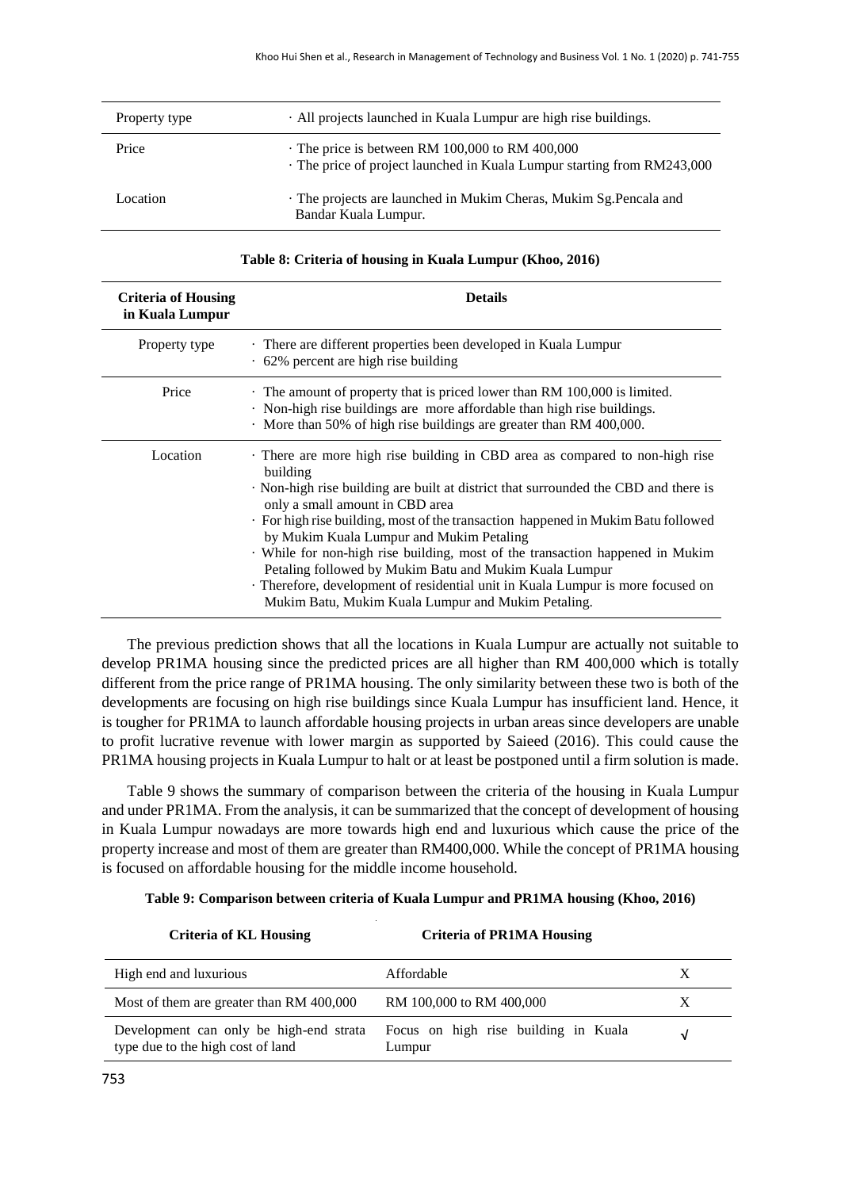| | |
|---|---|
| Property type | · All projects launched in Kuala Lumpur are high rise buildings. |
| Price | · The price is between RM 100,000 to RM 400,000<br>· The price of project launched in Kuala Lumpur starting from RM243,000 |
| Location | · The projects are launched in Mukim Cheras, Mukim Sg.Pencala and Bandar Kuala Lumpur. |

**Table 8: Criteria of housing in Kuala Lumpur (Khoo, 2016)**

| Criteria of Housing in Kuala Lumpur | Details |
|---|---|
| Property type | · There are different properties been developed in Kuala Lumpur<br>· 62% percent are high rise building |
| Price | · The amount of property that is priced lower than RM 100,000 is limited.<br>· Non-high rise buildings are more affordable than high rise buildings.<br>· More than 50% of high rise buildings are greater than RM 400,000. |
| Location | · There are more high rise building in CBD area as compared to non-high rise building<br>· Non-high rise building are built at district that surrounded the CBD and there is only a small amount in CBD area<br>· For high rise building, most of the transaction happened in Mukim Batu followed by Mukim Kuala Lumpur and Mukim Petaling<br>· While for non-high rise building, most of the transaction happened in Mukim Petaling followed by Mukim Batu and Mukim Kuala Lumpur<br>· Therefore, development of residential unit in Kuala Lumpur is more focused on Mukim Batu, Mukim Kuala Lumpur and Mukim Petaling. |

The previous prediction shows that all the locations in Kuala Lumpur are actually not suitable to develop PR1MA housing since the predicted prices are all higher than RM 400,000 which is totally different from the price range of PR1MA housing. The only similarity between these two is both of the developments are focusing on high rise buildings since Kuala Lumpur has insufficient land. Hence, it is tougher for PR1MA to launch affordable housing projects in urban areas since developers are unable to profit lucrative revenue with lower margin as supported by Saieed (2016). This could cause the PR1MA housing projects in Kuala Lumpur to halt or at least be postponed until a firm solution is made.

Table 9 shows the summary of comparison between the criteria of the housing in Kuala Lumpur and under PR1MA. From the analysis, it can be summarized that the concept of development of housing in Kuala Lumpur nowadays are more towards high end and luxurious which cause the price of the property increase and most of them are greater than RM400,000. While the concept of PR1MA housing is focused on affordable housing for the middle income household.

**Table 9: Comparison between criteria of Kuala Lumpur and PR1MA housing (Khoo, 2016)**

| Criteria of KL Housing | Criteria of PR1MA Housing | |
|---|---|---|
| High end and luxurious | Affordable | X |
| Most of them are greater than RM 400,000 | RM 100,000 to RM 400,000 | X |
| Development can only be high-end strata type due to the high cost of land | Focus on high rise building in Kuala Lumpur | √ |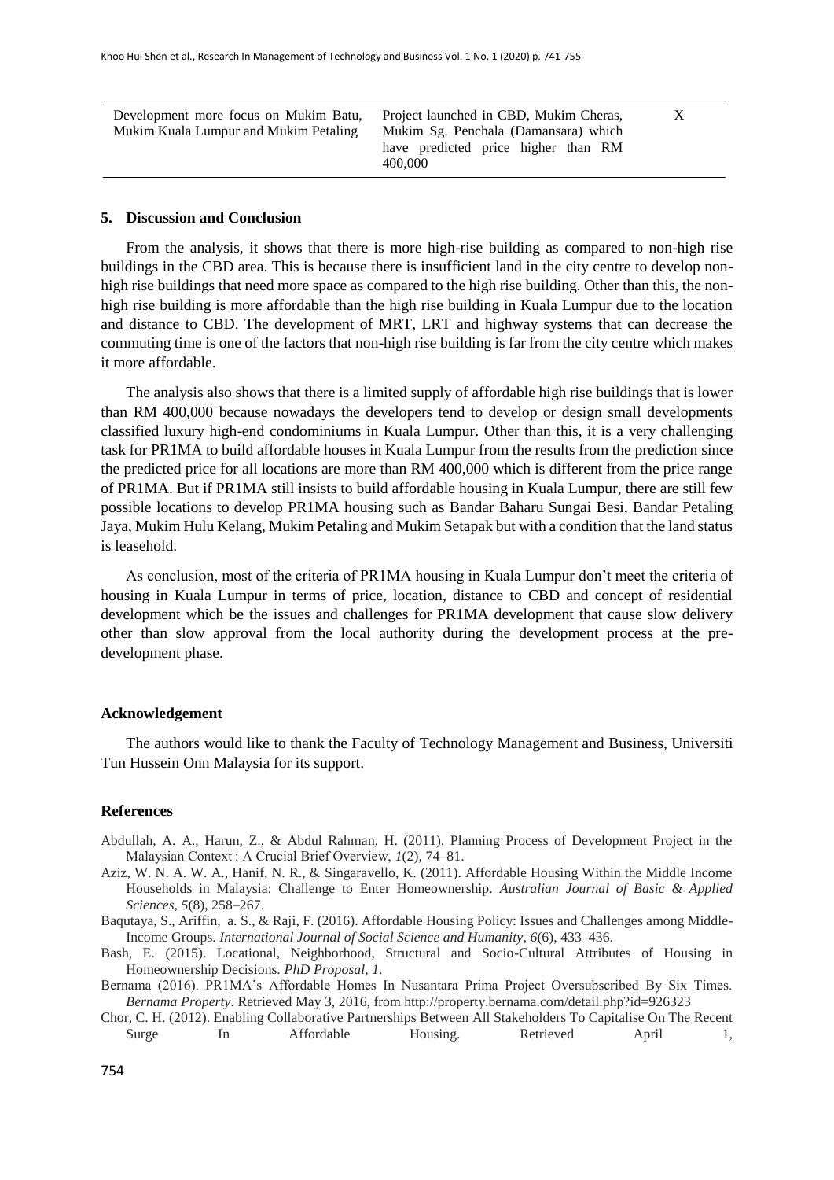| Development more focus on Mukim Batu, Mukim Kuala Lumpur and Mukim Petaling | Project launched in CBD, Mukim Cheras, Mukim Sg. Penchala (Damansara) which have predicted price higher than RM 400,000 | X |
|---|---|---|

## 5. Discussion and Conclusion

From the analysis, it shows that there is more high-rise building as compared to non-high rise buildings in the CBD area. This is because there is insufficient land in the city centre to develop non-high rise buildings that need more space as compared to the high rise building. Other than this, the non-high rise building is more affordable than the high rise building in Kuala Lumpur due to the location and distance to CBD. The development of MRT, LRT and highway systems that can decrease the commuting time is one of the factors that non-high rise building is far from the city centre which makes it more affordable.

The analysis also shows that there is a limited supply of affordable high rise buildings that is lower than RM 400,000 because nowadays the developers tend to develop or design small developments classified luxury high-end condominiums in Kuala Lumpur. Other than this, it is a very challenging task for PR1MA to build affordable houses in Kuala Lumpur from the results from the prediction since the predicted price for all locations are more than RM 400,000 which is different from the price range of PR1MA. But if PR1MA still insists to build affordable housing in Kuala Lumpur, there are still few possible locations to develop PR1MA housing such as Bandar Baharu Sungai Besi, Bandar Petaling Jaya, Mukim Hulu Kelang, Mukim Petaling and Mukim Setapak but with a condition that the land status is leasehold.

As conclusion, most of the criteria of PR1MA housing in Kuala Lumpur don't meet the criteria of housing in Kuala Lumpur in terms of price, location, distance to CBD and concept of residential development which be the issues and challenges for PR1MA development that cause slow delivery other than slow approval from the local authority during the development process at the pre-development phase.

### Acknowledgement

The authors would like to thank the Faculty of Technology Management and Business, Universiti Tun Hussein Onn Malaysia for its support.

### References

Abdullah, A. A., Harun, Z., & Abdul Rahman, H. (2011). Planning Process of Development Project in the Malaysian Context : A Crucial Brief Overview, *1*(2), 74–81.

Aziz, W. N. A. W. A., Hanif, N. R., & Singaravello, K. (2011). Affordable Housing Within the Middle Income Households in Malaysia: Challenge to Enter Homeownership. *Australian Journal of Basic & Applied Sciences*, *5*(8), 258–267.

Baqutaya, S., Ariffin, a. S., & Raji, F. (2016). Affordable Housing Policy: Issues and Challenges among Middle-Income Groups. *International Journal of Social Science and Humanity*, *6*(6), 433–436.

Bash, E. (2015). Locational, Neighborhood, Structural and Socio-Cultural Attributes of Housing in Homeownership Decisions. *PhD Proposal*, *1*.

Bernama (2016). PR1MA's Affordable Homes In Nusantara Prima Project Oversubscribed By Six Times. *Bernama Property*. Retrieved May 3, 2016, from http://property.bernama.com/detail.php?id=926323

Chor, C. H. (2012). Enabling Collaborative Partnerships Between All Stakeholders To Capitalise On The Recent Surge In Affordable Housing. Retrieved April 1,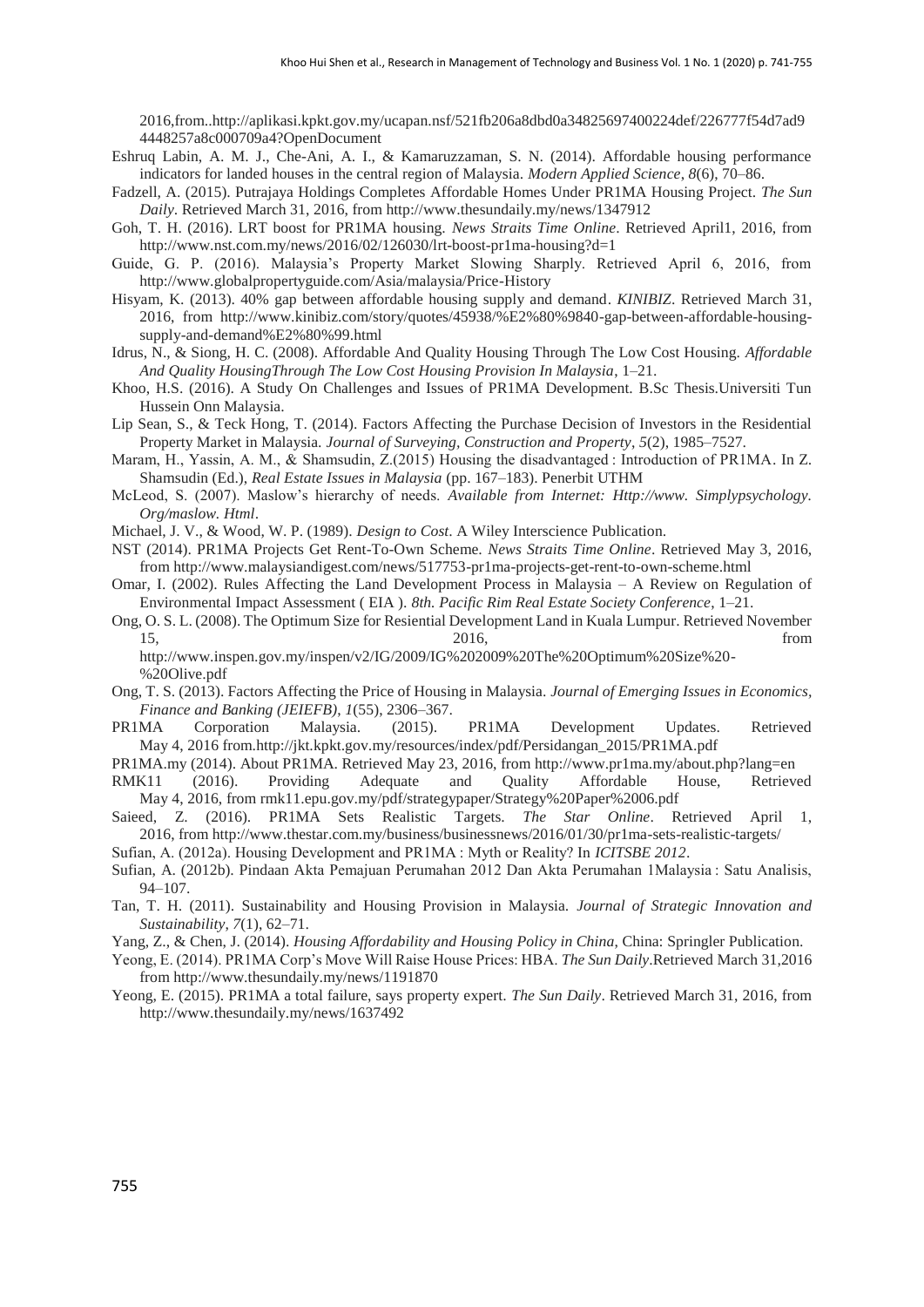2016,from..http://aplikasi.kpkt.gov.my/ucapan.nsf/521fb206a8dbd0a34825697400224def/226777f54d7ad94448257a8c000709a4?OpenDocument

Eshruq Labin, A. M. J., Che-Ani, A. I., & Kamaruzzaman, S. N. (2014). Affordable housing performance indicators for landed houses in the central region of Malaysia. *Modern Applied Science*, *8*(6), 70–86.

Fadzell, A. (2015). Putrajaya Holdings Completes Affordable Homes Under PR1MA Housing Project. *The Sun Daily*. Retrieved March 31, 2016, from http://www.thesundaily.my/news/1347912

Goh, T. H. (2016). LRT boost for PR1MA housing. *News Straits Time Online*. Retrieved April1, 2016, from http://www.nst.com.my/news/2016/02/126030/lrt-boost-pr1ma-housing?d=1

Guide, G. P. (2016). Malaysia's Property Market Slowing Sharply. Retrieved April 6, 2016, from http://www.globalpropertyguide.com/Asia/malaysia/Price-History

Hisyam, K. (2013). 40% gap between affordable housing supply and demand. *KINIBIZ*. Retrieved March 31, 2016, from http://www.kinibiz.com/story/quotes/45938/%E2%80%9840-gap-between-affordable-housing-supply-and-demand%E2%80%99.html

Idrus, N., & Siong, H. C. (2008). Affordable And Quality Housing Through The Low Cost Housing. *Affordable And Quality HousingThrough The Low Cost Housing Provision In Malaysia*, 1–21.

Khoo, H.S. (2016). A Study On Challenges and Issues of PR1MA Development. B.Sc Thesis.Universiti Tun Hussein Onn Malaysia.

Lip Sean, S., & Teck Hong, T. (2014). Factors Affecting the Purchase Decision of Investors in the Residential Property Market in Malaysia. *Journal of Surveying, Construction and Property*, *5*(2), 1985–7527.

Maram, H., Yassin, A. M., & Shamsudin, Z.(2015) Housing the disadvantaged : Introduction of PR1MA. In Z. Shamsudin (Ed.), *Real Estate Issues in Malaysia* (pp. 167–183). Penerbit UTHM

McLeod, S. (2007). Maslow's hierarchy of needs. *Available from Internet: Http://www. Simplypsychology. Org/maslow. Html*.

Michael, J. V., & Wood, W. P. (1989). *Design to Cost*. A Wiley Interscience Publication.

NST (2014). PR1MA Projects Get Rent-To-Own Scheme. *News Straits Time Online*. Retrieved May 3, 2016, from http://www.malaysiandigest.com/news/517753-pr1ma-projects-get-rent-to-own-scheme.html

Omar, I. (2002). Rules Affecting the Land Development Process in Malaysia – A Review on Regulation of Environmental Impact Assessment ( EIA ). *8th. Pacific Rim Real Estate Society Conference*, 1–21.

Ong, O. S. L. (2008). The Optimum Size for Resiential Development Land in Kuala Lumpur. Retrieved November 15, 2016, from http://www.inspen.gov.my/inspen/v2/IG/2009/IG%202009%20The%20Optimum%20Size%20-%20Olive.pdf

Ong, T. S. (2013). Factors Affecting the Price of Housing in Malaysia. *Journal of Emerging Issues in Economics, Finance and Banking (JEIEFB)*, *1*(55), 2306–367.

PR1MA Corporation Malaysia. (2015). PR1MA Development Updates. Retrieved May 4, 2016 from.http://jkt.kpkt.gov.my/resources/index/pdf/Persidangan_2015/PR1MA.pdf

PR1MA.my (2014). About PR1MA. Retrieved May 23, 2016, from http://www.pr1ma.my/about.php?lang=en

RMK11 (2016). Providing Adequate and Quality Affordable House, Retrieved May 4, 2016, from rmk11.epu.gov.my/pdf/strategypaper/Strategy%20Paper%2006.pdf

Saieed, Z. (2016). PR1MA Sets Realistic Targets. *The Star Online*. Retrieved April 1, 2016, from http://www.thestar.com.my/business/businessnews/2016/01/30/pr1ma-sets-realistic-targets/

Sufian, A. (2012a). Housing Development and PR1MA : Myth or Reality? In *ICITSBE 2012*.

Sufian, A. (2012b). Pindaan Akta Pemajuan Perumahan 2012 Dan Akta Perumahan 1Malaysia : Satu Analisis, 94–107.

Tan, T. H. (2011). Sustainability and Housing Provision in Malaysia. *Journal of Strategic Innovation and Sustainability*, *7*(1), 62–71.

Yang, Z., & Chen, J. (2014). *Housing Affordability and Housing Policy in China*, China: Springler Publication.

Yeong, E. (2014). PR1MA Corp's Move Will Raise House Prices: HBA. *The Sun Daily*.Retrieved March 31,2016 from http://www.thesundaily.my/news/1191870

Yeong, E. (2015). PR1MA a total failure, says property expert. *The Sun Daily*. Retrieved March 31, 2016, from http://www.thesundaily.my/news/1637492